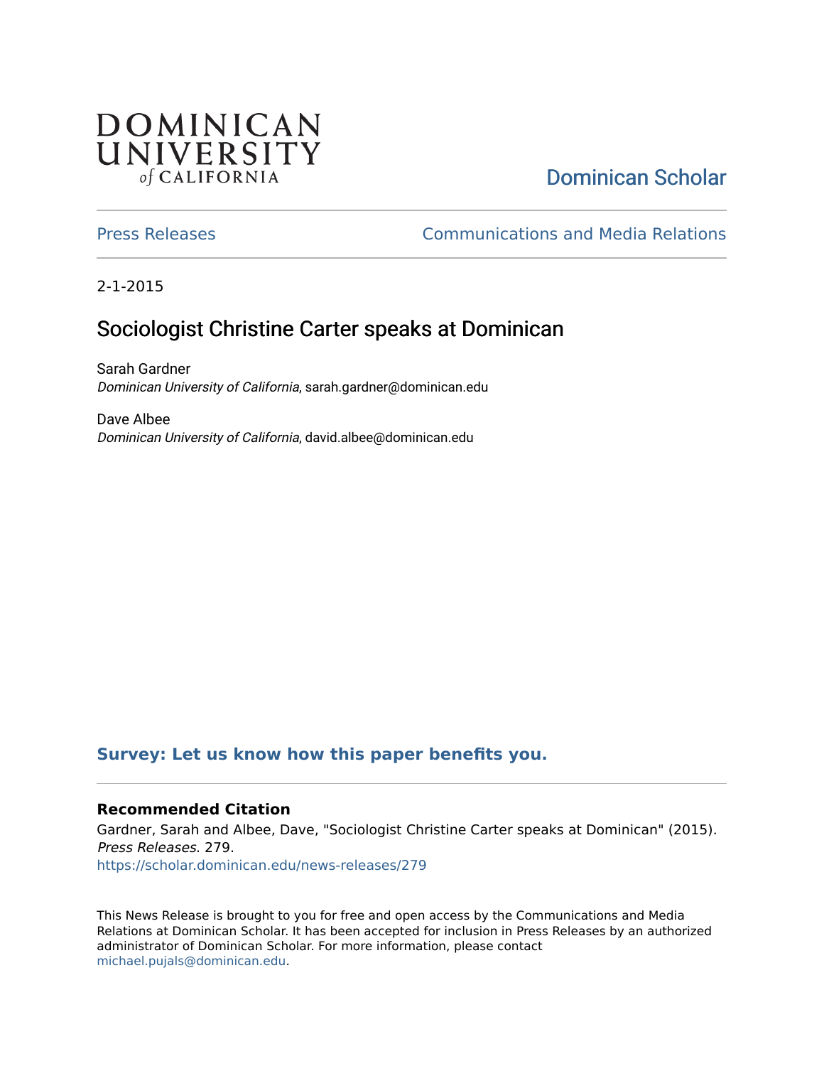DOMINICAN UNIVERSITY of CALIFORNIA

Dominican Scholar

Press Releases | Communications and Media Relations

2-1-2015

# Sociologist Christine Carter speaks at Dominican

Sarah Gardner
*Dominican University of California*, sarah.gardner@dominican.edu

Dave Albee
*Dominican University of California*, david.albee@dominican.edu

**Survey: Let us know how this paper benefits you.**

### Recommended Citation

Gardner, Sarah and Albee, Dave, "Sociologist Christine Carter speaks at Dominican" (2015). *Press Releases*. 279.
https://scholar.dominican.edu/news-releases/279

This News Release is brought to you for free and open access by the Communications and Media Relations at Dominican Scholar. It has been accepted for inclusion in Press Releases by an authorized administrator of Dominican Scholar. For more information, please contact michael.pujals@dominican.edu.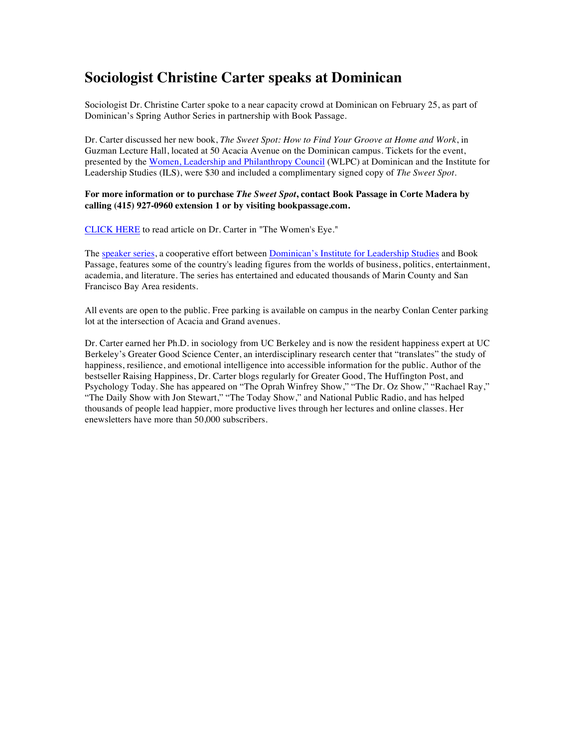# Sociologist Christine Carter speaks at Dominican

Sociologist Dr. Christine Carter spoke to a near capacity crowd at Dominican on February 25, as part of Dominican's Spring Author Series in partnership with Book Passage.

Dr. Carter discussed her new book, *The Sweet Spot: How to Find Your Groove at Home and Work*, in Guzman Lecture Hall, located at 50 Acacia Avenue on the Dominican campus. Tickets for the event, presented by the Women, Leadership and Philanthropy Council (WLPC) at Dominican and the Institute for Leadership Studies (ILS), were $30 and included a complimentary signed copy of *The Sweet Spot*.

**For more information or to purchase *The Sweet Spot*, contact Book Passage in Corte Madera by calling (415) 927-0960 extension 1 or by visiting bookpassage.com.**

CLICK HERE to read article on Dr. Carter in "The Women's Eye."

The speaker series, a cooperative effort between Dominican's Institute for Leadership Studies and Book Passage, features some of the country's leading figures from the worlds of business, politics, entertainment, academia, and literature. The series has entertained and educated thousands of Marin County and San Francisco Bay Area residents.

All events are open to the public. Free parking is available on campus in the nearby Conlan Center parking lot at the intersection of Acacia and Grand avenues.

Dr. Carter earned her Ph.D. in sociology from UC Berkeley and is now the resident happiness expert at UC Berkeley's Greater Good Science Center, an interdisciplinary research center that "translates" the study of happiness, resilience, and emotional intelligence into accessible information for the public. Author of the bestseller Raising Happiness, Dr. Carter blogs regularly for Greater Good, The Huffington Post, and Psychology Today. She has appeared on "The Oprah Winfrey Show," "The Dr. Oz Show," "Rachael Ray," "The Daily Show with Jon Stewart," "The Today Show," and National Public Radio, and has helped thousands of people lead happier, more productive lives through her lectures and online classes. Her enewsletters have more than 50,000 subscribers.